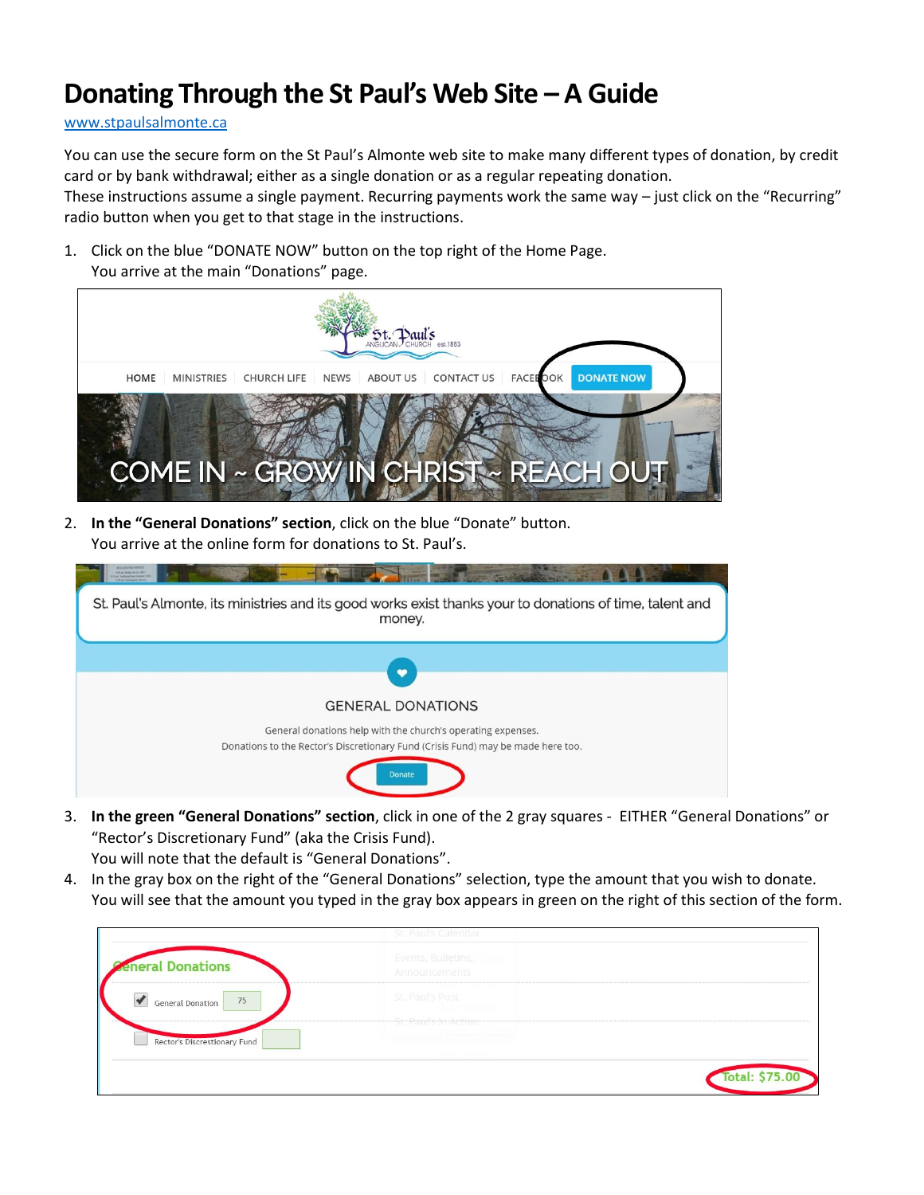# Donating Through the St Paul's Web Site – A Guide

www.stpaulsalmonte.ca

You can use the secure form on the St Paul's Almonte web site to make many different types of donation, by credit card or by bank withdrawal; either as a single donation or as a regular repeating donation.
These instructions assume a single payment. Recurring payments work the same way – just click on the "Recurring" radio button when you get to that stage in the instructions.

1. Click on the blue "DONATE NOW" button on the top right of the Home Page.
   You arrive at the main "Donations" page.

2. **In the "General Donations" section**, click on the blue "Donate" button.
   You arrive at the online form for donations to St. Paul's.

3. **In the green "General Donations" section**, click in one of the 2 gray squares - EITHER "General Donations" or "Rector's Discretionary Fund" (aka the Crisis Fund).
   You will note that the default is "General Donations".
4. In the gray box on the right of the "General Donations" selection, type the amount that you wish to donate.
   You will see that the amount you typed in the gray box appears in green on the right of this section of the form.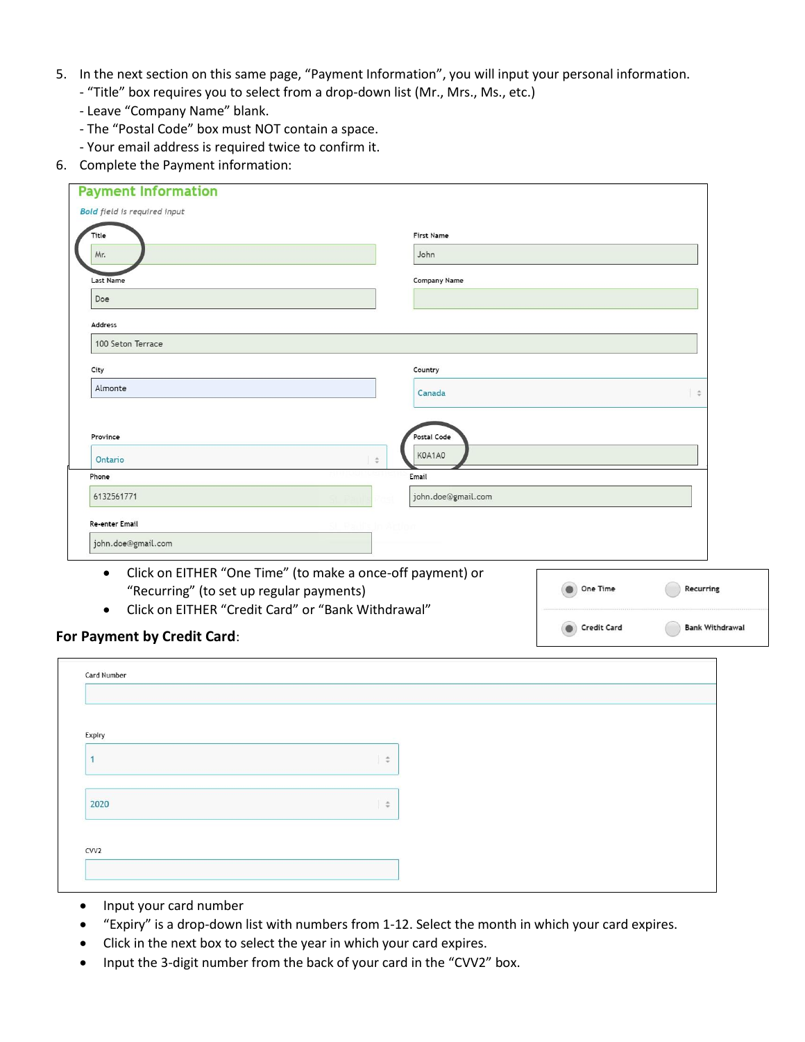5. In the next section on this same page, "Payment Information", you will input your personal information.
   - "Title" box requires you to select from a drop-down list (Mr., Mrs., Ms., etc.)
   - Leave "Company Name" blank.
   - The "Postal Code" box must NOT contain a space.
   - Your email address is required twice to confirm it.
6. Complete the Payment information:

**Payment Information**

***Bold** field is required input*

| Field | Value | Field | Value |
|---|---|---|---|
| Title | Mr. | First Name | John |
| Last Name | Doe | Company Name | |
| Address | 100 Seton Terrace | | |
| City | Almonte | Country | Canada |
| Province | Ontario | Postal Code | K0A1A0 |
| Phone | 6132561771 | Email | john.doe@gmail.com |
| Re-enter Email | john.doe@gmail.com | | |

- Click on EITHER "One Time" (to make a once-off payment) or "Recurring" (to set up regular payments)
- Click on EITHER "Credit Card" or "Bank Withdrawal"

| | |
|---|---|
| One Time | Recurring |
| Credit Card | Bank Withdrawal |

**For Payment by Credit Card**:

| Field | Value |
|---|---|
| Card Number | |
| Expiry | 1 |
| | 2020 |
| CVV2 | |

- Input your card number
- "Expiry" is a drop-down list with numbers from 1-12. Select the month in which your card expires.
- Click in the next box to select the year in which your card expires.
- Input the 3-digit number from the back of your card in the "CVV2" box.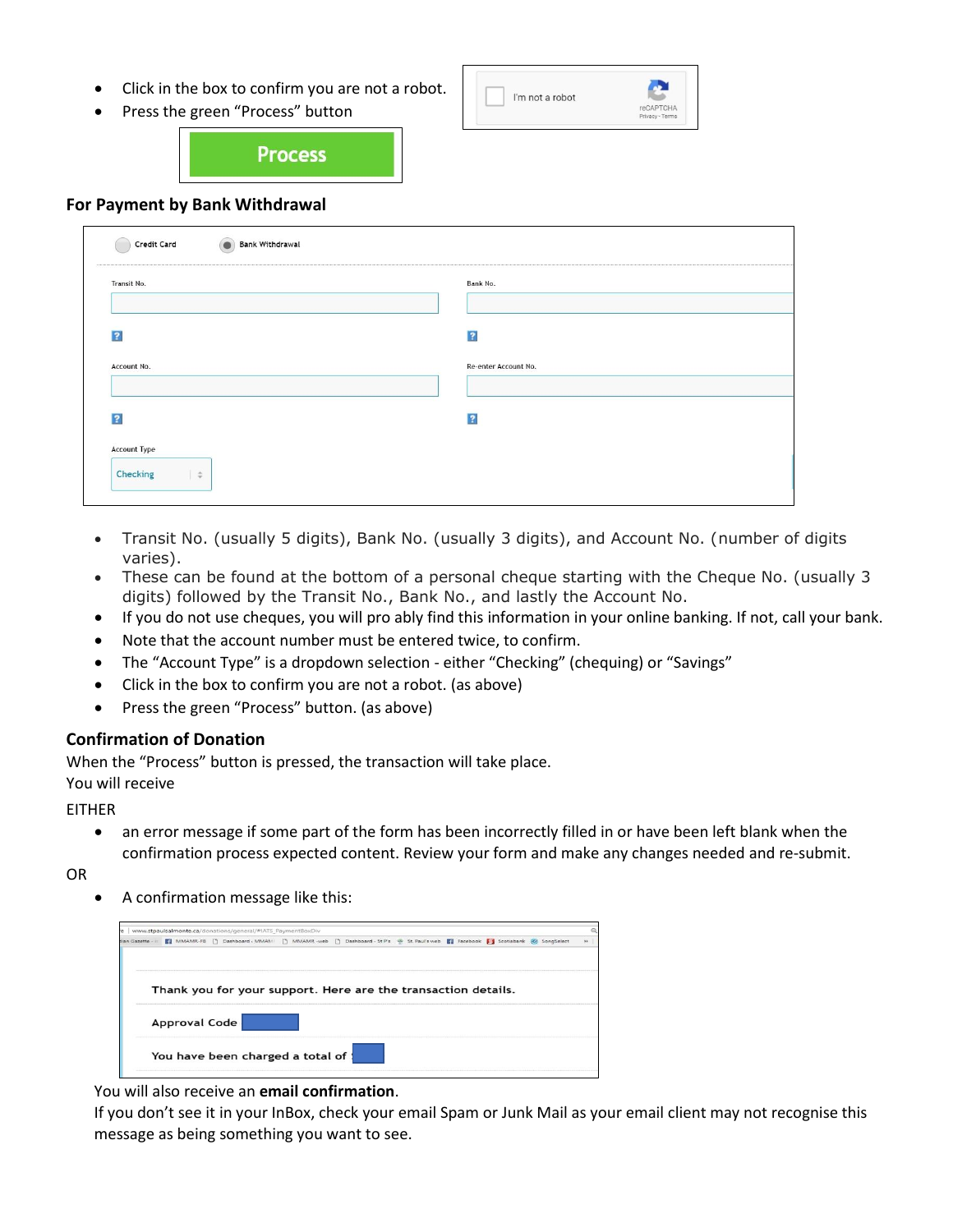- Click in the box to confirm you are not a robot.
- Press the green "Process" button

### For Payment by Bank Withdrawal

- Transit No. (usually 5 digits), Bank No. (usually 3 digits), and Account No. (number of digits varies).
- These can be found at the bottom of a personal cheque starting with the Cheque No. (usually 3 digits) followed by the Transit No., Bank No., and lastly the Account No.
- If you do not use cheques, you will pro ably find this information in your online banking. If not, call your bank.
- Note that the account number must be entered twice, to confirm.
- The "Account Type" is a dropdown selection - either "Checking" (chequing) or "Savings"
- Click in the box to confirm you are not a robot. (as above)
- Press the green "Process" button. (as above)

### Confirmation of Donation

When the "Process" button is pressed, the transaction will take place.

You will receive

EITHER

- an error message if some part of the form has been incorrectly filled in or have been left blank when the confirmation process expected content. Review your form and make any changes needed and re-submit.

OR

- A confirmation message like this:

You will also receive an **email confirmation**.

If you don't see it in your InBox, check your email Spam or Junk Mail as your email client may not recognise this message as being something you want to see.